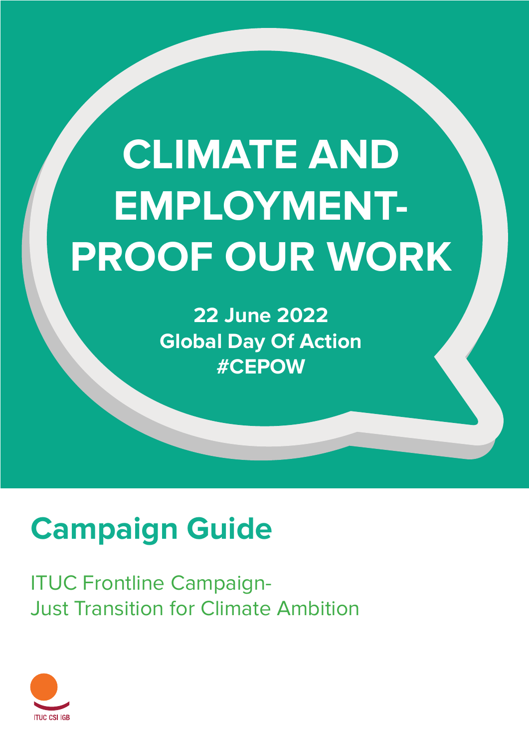# CLIMATE AND EMPLOYMENT-PROOF OUR WORK

**22 June 2022**
**Global Day Of Action**
**#CEPOW**

## Campaign Guide

ITUC Frontline Campaign-
Just Transition for Climate Ambition

ITUC CSI IGB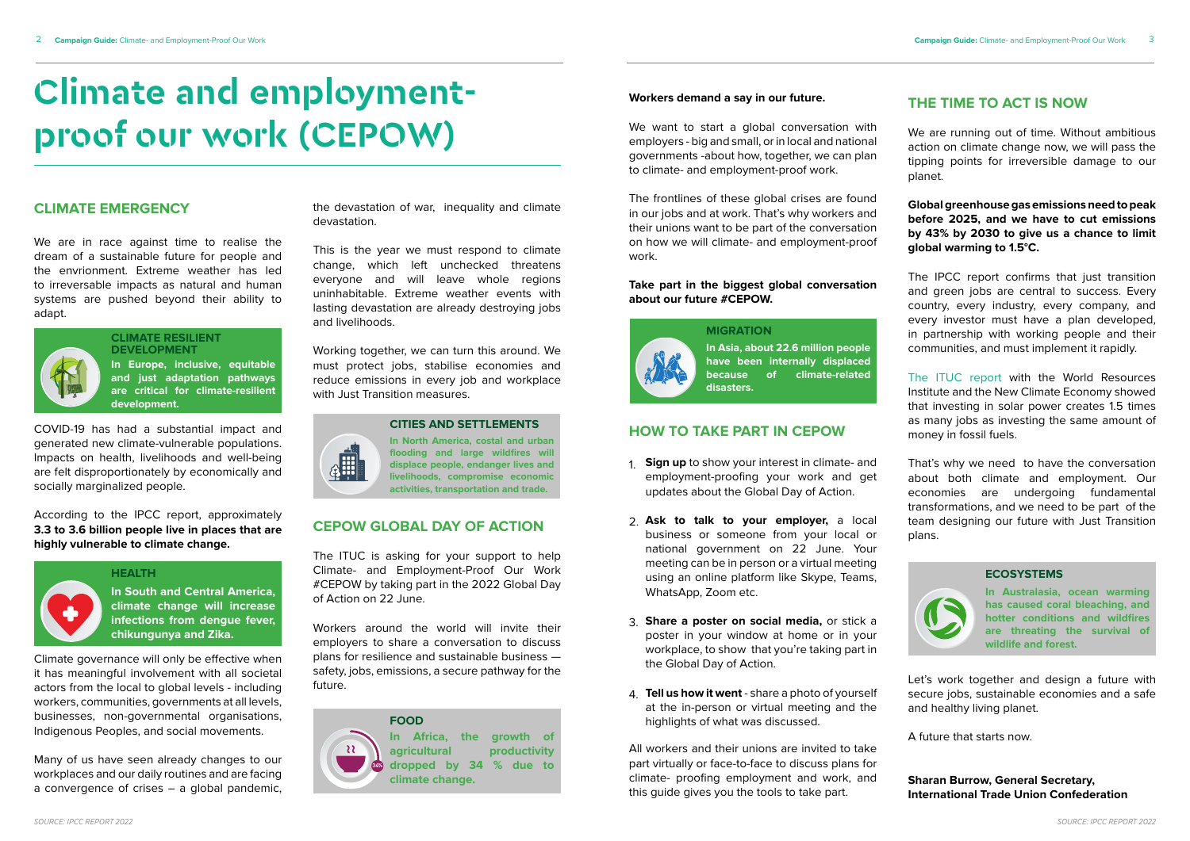# Climate and employment-proof our work (CEPOW)

## CLIMATE EMERGENCY

We are in race against time to realise the dream of a sustainable future for people and the envrionment. Extreme weather has led to irreversable impacts as natural and human systems are pushed beyond their ability to adapt.

> **CLIMATE RESILIENT DEVELOPMENT**
>
> **In Europe, inclusive, equitable and just adaptation pathways are critical for climate-resilient development.**

COVID-19 has had a substantial impact and generated new climate-vulnerable populations. Impacts on health, livelihoods and well-being are felt disproportionately by economically and socially marginalized people.

According to the IPCC report, approximately **3.3 to 3.6 billion people live in places that are highly vulnerable to climate change.**

> **HEALTH**
>
> **In South and Central America, climate change will increase infections from dengue fever, chikungunya and Zika.**

Climate governance will only be effective when it has meaningful involvement with all societal actors from the local to global levels - including workers, communities, governments at all levels, businesses, non-governmental organisations, Indigenous Peoples, and social movements.

Many of us have seen already changes to our workplaces and our daily routines and are facing a convergence of crises – a global pandemic, the devastation of war, inequality and climate devastation.

This is the year we must respond to climate change, which left unchecked threatens everyone and will leave whole regions uninhabitable. Extreme weather events with lasting devastation are already destroying jobs and livelihoods.

Working together, we can turn this around. We must protect jobs, stabilise economies and reduce emissions in every job and workplace with Just Transition measures.

> **CITIES AND SETTLEMENTS**
>
> **In North America, costal and urban flooding and large wildfires will displace people, endanger lives and livelihoods, compromise economic activities, transportation and trade.**

## CEPOW GLOBAL DAY OF ACTION

The ITUC is asking for your support to help Climate- and Employment-Proof Our Work #CEPOW by taking part in the 2022 Global Day of Action on 22 June.

Workers around the world will invite their employers to share a conversation to discuss plans for resilience and sustainable business — safety, jobs, emissions, a secure pathway for the future.

> **FOOD**
>
> **In Africa, the growth of agricultural productivity dropped by 34 % due to climate change.**

*SOURCE: IPCC REPORT 2022*

**Workers demand a say in our future.**

We want to start a global conversation with employers - big and small, or in local and national governments -about how, together, we can plan to climate- and employment-proof work.

The frontlines of these global crises are found in our jobs and at work. That's why workers and their unions want to be part of the conversation on how we will climate- and employment-proof work.

**Take part in the biggest global conversation about our future #CEPOW.**

> **MIGRATION**
>
> **In Asia, about 22.6 million people have been internally displaced because of climate-related disasters.**

## HOW TO TAKE PART IN CEPOW

1. **Sign up** to show your interest in climate- and employment-proofing your work and get updates about the Global Day of Action.
2. **Ask to talk to your employer,** a local business or someone from your local or national government on 22 June. Your meeting can be in person or a virtual meeting using an online platform like Skype, Teams, WhatsApp, Zoom etc.
3. **Share a poster on social media,** or stick a poster in your window at home or in your workplace, to show that you're taking part in the Global Day of Action.
4. **Tell us how it went** - share a photo of yourself at the in-person or virtual meeting and the highlights of what was discussed.

All workers and their unions are invited to take part virtually or face-to-face to discuss plans for climate- proofing employment and work, and this guide gives you the tools to take part.

## THE TIME TO ACT IS NOW

We are running out of time. Without ambitious action on climate change now, we will pass the tipping points for irreversible damage to our planet.

**Global greenhouse gas emissions need to peak before 2025, and we have to cut emissions by 43% by 2030 to give us a chance to limit global warming to 1.5°C.**

The IPCC report confirms that just transition and green jobs are central to success. Every country, every industry, every company, and every investor must have a plan developed, in partnership with working people and their communities, and must implement it rapidly.

The ITUC report with the World Resources Institute and the New Climate Economy showed that investing in solar power creates 1.5 times as many jobs as investing the same amount of money in fossil fuels.

That's why we need to have the conversation about both climate and employment. Our economies are undergoing fundamental transformations, and we need to be part of the team designing our future with Just Transition plans.

> **ECOSYSTEMS**
>
> **In Australasia, ocean warming has caused coral bleaching, and hotter conditions and wildfires are threating the survival of wildlife and forest.**

Let's work together and design a future with secure jobs, sustainable economies and a safe and healthy living planet.

A future that starts now.

**Sharan Burrow, General Secretary,**
**International Trade Union Confederation**

*SOURCE: IPCC REPORT 2022*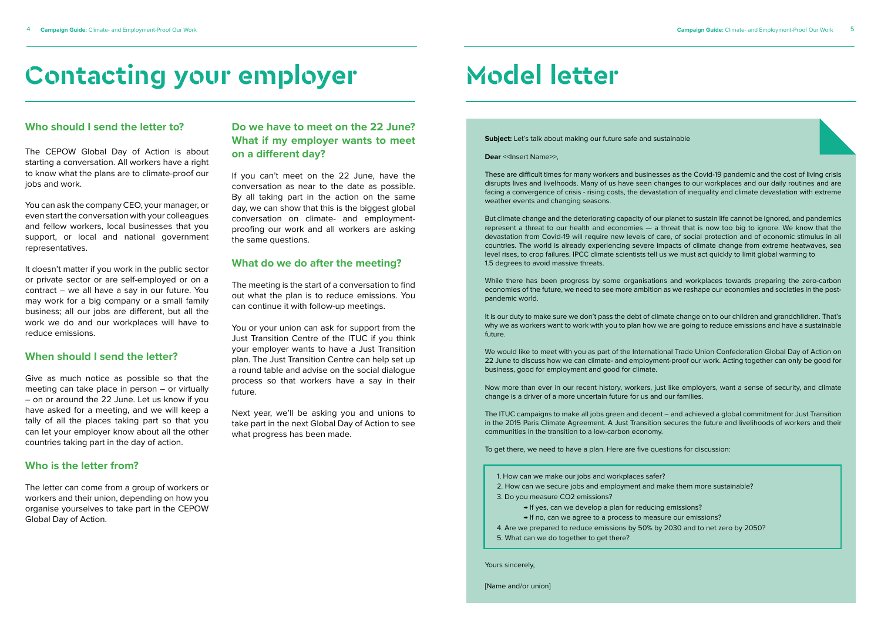# Contacting your employer

## Who should I send the letter to?

The CEPOW Global Day of Action is about starting a conversation. All workers have a right to know what the plans are to climate-proof our jobs and work.

You can ask the company CEO, your manager, or even start the conversation with your colleagues and fellow workers, local businesses that you support, or local and national government representatives.

It doesn't matter if you work in the public sector or private sector or are self-employed or on a contract – we all have a say in our future. You may work for a big company or a small family business; all our jobs are different, but all the work we do and our workplaces will have to reduce emissions.

## When should I send the letter?

Give as much notice as possible so that the meeting can take place in person – or virtually – on or around the 22 June. Let us know if you have asked for a meeting, and we will keep a tally of all the places taking part so that you can let your employer know about all the other countries taking part in the day of action.

## Who is the letter from?

The letter can come from a group of workers or workers and their union, depending on how you organise yourselves to take part in the CEPOW Global Day of Action.

## Do we have to meet on the 22 June? What if my employer wants to meet on a different day?

If you can't meet on the 22 June, have the conversation as near to the date as possible. By all taking part in the action on the same day, we can show that this is the biggest global conversation on climate- and employment-proofing our work and all workers are asking the same questions.

## What do we do after the meeting?

The meeting is the start of a conversation to find out what the plan is to reduce emissions. You can continue it with follow-up meetings.

You or your union can ask for support from the Just Transition Centre of the ITUC if you think your employer wants to have a Just Transition plan. The Just Transition Centre can help set up a round table and advise on the social dialogue process so that workers have a say in their future.

Next year, we'll be asking you and unions to take part in the next Global Day of Action to see what progress has been made.

# Model letter

**Subject:** Let's talk about making our future safe and sustainable

**Dear** <<Insert Name>>,

These are difficult times for many workers and businesses as the Covid-19 pandemic and the cost of living crisis disrupts lives and livelihoods. Many of us have seen changes to our workplaces and our daily routines and are facing a convergence of crisis - rising costs, the devastation of inequality and climate devastation with extreme weather events and changing seasons.

But climate change and the deteriorating capacity of our planet to sustain life cannot be ignored, and pandemics represent a threat to our health and economies — a threat that is now too big to ignore. We know that the devastation from Covid-19 will require new levels of care, of social protection and of economic stimulus in all countries. The world is already experiencing severe impacts of climate change from extreme heatwaves, sea level rises, to crop failures. IPCC climate scientists tell us we must act quickly to limit global warming to 1.5 degrees to avoid massive threats.

While there has been progress by some organisations and workplaces towards preparing the zero-carbon economies of the future, we need to see more ambition as we reshape our economies and societies in the post-pandemic world.

It is our duty to make sure we don't pass the debt of climate change on to our children and grandchildren. That's why we as workers want to work with you to plan how we are going to reduce emissions and have a sustainable future.

We would like to meet with you as part of the International Trade Union Confederation Global Day of Action on 22 June to discuss how we can climate- and employment-proof our work. Acting together can only be good for business, good for employment and good for climate.

Now more than ever in our recent history, workers, just like employers, want a sense of security, and climate change is a driver of a more uncertain future for us and our families.

The ITUC campaigns to make all jobs green and decent – and achieved a global commitment for Just Transition in the 2015 Paris Climate Agreement. A Just Transition secures the future and livelihoods of workers and their communities in the transition to a low-carbon economy.

To get there, we need to have a plan. Here are five questions for discussion:

1. How can we make our jobs and workplaces safer?
2. How can we secure jobs and employment and make them more sustainable?
3. Do you measure CO2 emissions?
   - If yes, can we develop a plan for reducing emissions?
   - If no, can we agree to a process to measure our emissions?
4. Are we prepared to reduce emissions by 50% by 2030 and to net zero by 2050?
5. What can we do together to get there?

Yours sincerely,

[Name and/or union]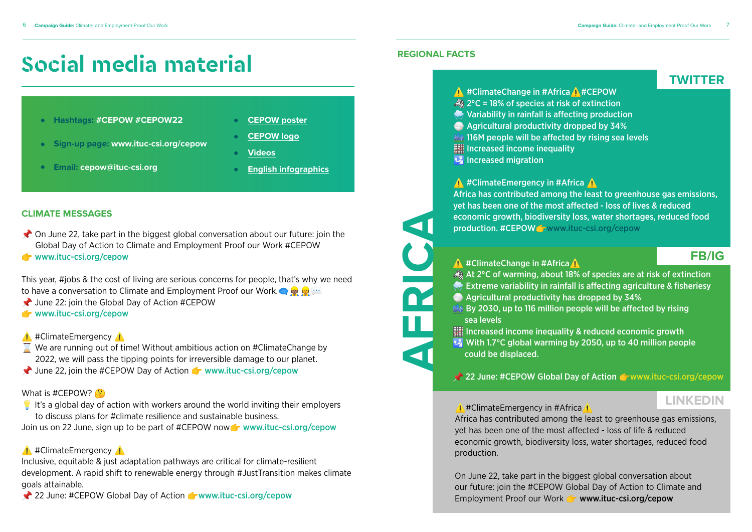# Social media material

- **Hashtags:** #CEPOW #CEPOW22
- **Sign-up page:** www.ituc-csi.org/cepow
- **Email:** cepow@ituc-csi.org
- CEPOW poster
- CEPOW logo
- Videos
- English infographics

## CLIMATE MESSAGES

📌 On June 22, take part in the biggest global conversation about our future: join the Global Day of Action to Climate and Employment Proof our Work #CEPOW
👉 www.ituc-csi.org/cepow

This year, #jobs & the cost of living are serious concerns for people, that's why we need to have a conversation to Climate and Employment Proof our Work. 🗨️👷👷💬
📌 June 22: join the Global Day of Action #CEPOW
👉 www.ituc-csi.org/cepow

⚠️ #ClimateEmergency ⚠️
⌛ We are running out of time! Without ambitious action on #ClimateChange by 2022, we will pass the tipping points for irreversible damage to our planet.
📌 June 22, join the #CEPOW Day of Action 👉 www.ituc-csi.org/cepow

What is #CEPOW? 🤔
💡 It's a global day of action with workers around the world inviting their employers to discuss plans for #climate resilience and sustainable business.
Join us on 22 June, sign up to be part of #CEPOW now👉 www.ituc-csi.org/cepow

⚠️ #ClimateEmergency ⚠️
Inclusive, equitable & just adaptation pathways are critical for climate-resilient development. A rapid shift to renewable energy through #JustTransition makes climate goals attainable.
📌 22 June: #CEPOW Global Day of Action 👉www.ituc-csi.org/cepow

## REGIONAL FACTS

## AFRICA

### TWITTER

⚠️ #ClimateChange in #Africa⚠️#CEPOW
🦓 2°C = 18% of species at risk of extinction
🌧️ Variability in rainfall is affecting production
⚪ Agricultural productivity dropped by 34%
🌊 116M people will be affected by rising sea levels
▦ Increased income inequality
🛂 Increased migration

⚠️ #ClimateEmergency in #Africa ⚠️
Africa has contributed among the least to greenhouse gas emissions, yet has been one of the most affected - loss of lives & reduced economic growth, biodiversity loss, water shortages, reduced food production. #CEPOW👉www.ituc-csi.org/cepow

### FB/IG

⚠️ #ClimateChange in #Africa⚠️
🦓 At 2°C of warming, about 18% of species are at risk of extinction
🌧️ Extreme variability in rainfall is affecting agriculture & fisheriesy
⚪ Agricultural productivity has dropped by 34%
🌊 By 2030, up to 116 million people will be affected by rising sea levels
▦ Increased income inequality & reduced economic growth
🛂 With 1.7°C global warming by 2050, up to 40 million people could be displaced.

📌 22 June: #CEPOW Global Day of Action 👉www.ituc-csi.org/cepow

### LINKEDIN

⚠️#ClimateEmergency in #Africa⚠️
Africa has contributed among the least to greenhouse gas emissions, yet has been one of the most affected - loss of life & reduced economic growth, biodiversity loss, water shortages, reduced food production.

On June 22, take part in the biggest global conversation about our future: join the #CEPOW Global Day of Action to Climate and Employment Proof our Work 👉 www.ituc-csi.org/cepow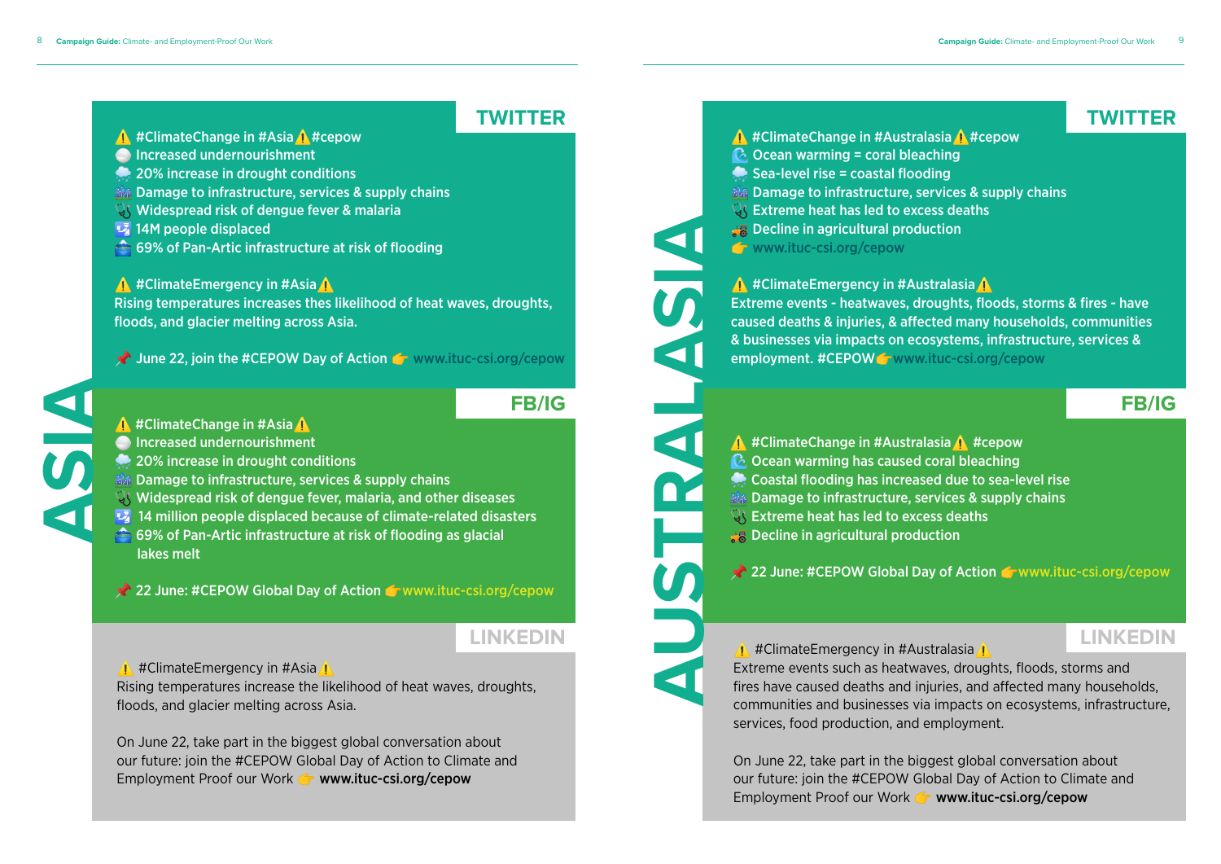# ASIA

## TWITTER

⚠️ #ClimateChange in #Asia⚠️ #cepow
🌕 Increased undernourishment
🌧️ 20% increase in drought conditions
🌃 Damage to infrastructure, services & supply chains
🩺 Widespread risk of dengue fever & malaria
🛂 14M people displaced
🏔️ 69% of Pan-Artic infrastructure at risk of flooding

⚠️ #ClimateEmergency in #Asia⚠️
Rising temperatures increases thes likelihood of heat waves, droughts, floods, and glacier melting across Asia.

📌 June 22, join the #CEPOW Day of Action 👉 www.ituc-csi.org/cepow

## FB/IG

⚠️ #ClimateChange in #Asia⚠️
🌕 Increased undernourishment
🌧️ 20% increase in drought conditions
🌃 Damage to infrastructure, services & supply chains
🩺 Widespread risk of dengue fever, malaria, and other diseases
🛂 14 million people displaced because of climate-related disasters
🏔️ 69% of Pan-Artic infrastructure at risk of flooding as glacial lakes melt

📌 22 June: #CEPOW Global Day of Action 👉www.ituc-csi.org/cepow

## LINKEDIN

⚠️ #ClimateEmergency in #Asia⚠️
Rising temperatures increase the likelihood of heat waves, droughts, floods, and glacier melting across Asia.

On June 22, take part in the biggest global conversation about our future: join the #CEPOW Global Day of Action to Climate and Employment Proof our Work 👉 **www.ituc-csi.org/cepow**

# AUSTRALASIA

## TWITTER

⚠️ #ClimateChange in #Australasia⚠️#cepow
🌊 Ocean warming = coral bleaching
🌧️ Sea-level rise = coastal flooding
🌃 Damage to infrastructure, services & supply chains
🩺 Extreme heat has led to excess deaths
🚜 Decline in agricultural production
👉 www.ituc-csi.org/cepow

⚠️ #ClimateEmergency in #Australasia⚠️
Extreme events - heatwaves, droughts, floods, storms & fires - have caused deaths & injuries, & affected many households, communities & businesses via impacts on ecosystems, infrastructure, services & employment. #CEPOW👉www.ituc-csi.org/cepow

## FB/IG

⚠️ #ClimateChange in #Australasia⚠️ #cepow
🌊 Ocean warming has caused coral bleaching
🌧️ Coastal flooding has increased due to sea-level rise
🌃 Damage to infrastructure, services & supply chains
🩺 Extreme heat has led to excess deaths
🚜 Decline in agricultural production

📌 22 June: #CEPOW Global Day of Action 👉www.ituc-csi.org/cepow

## LINKEDIN

⚠️ #ClimateEmergency in #Australasia⚠️
Extreme events such as heatwaves, droughts, floods, storms and fires have caused deaths and injuries, and affected many households, communities and businesses via impacts on ecosystems, infrastructure, services, food production, and employment.

On June 22, take part in the biggest global conversation about our future: join the #CEPOW Global Day of Action to Climate and Employment Proof our Work 👉 **www.ituc-csi.org/cepow**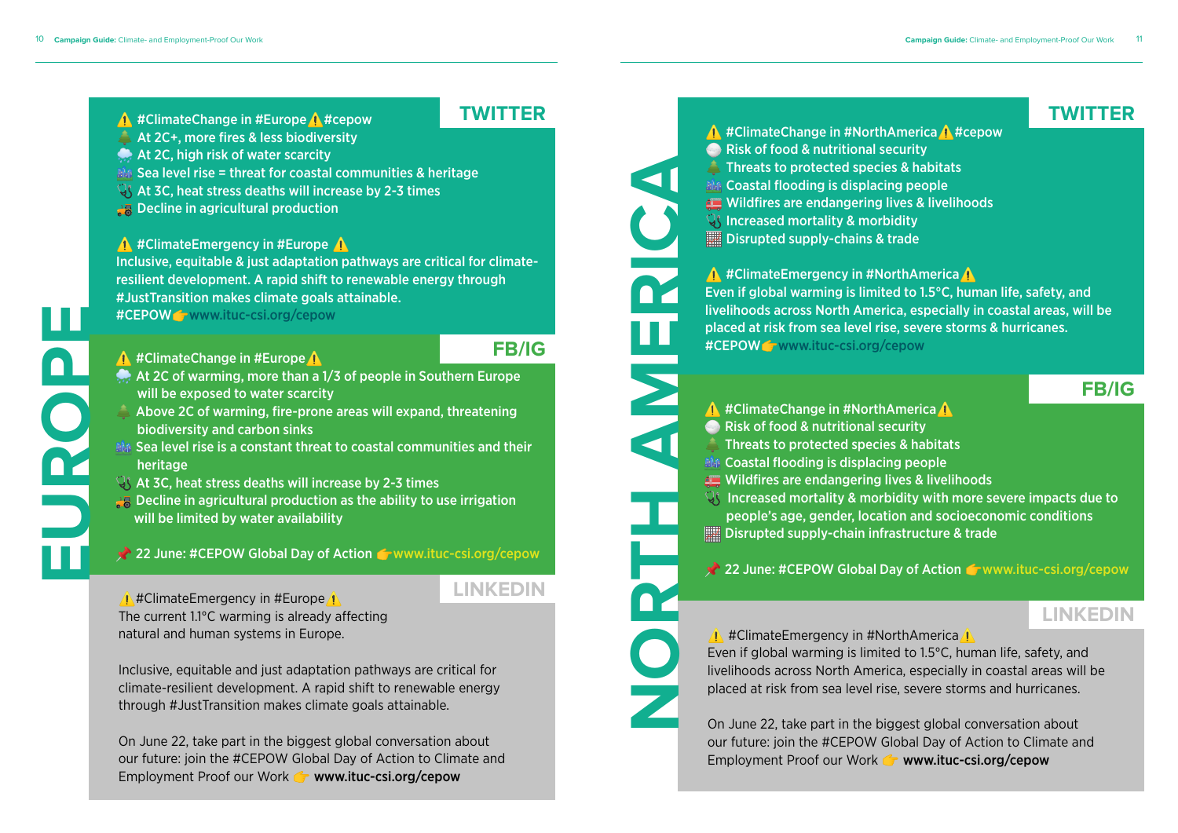# EUROPE

## TWITTER

⚠️ #ClimateChange in #Europe⚠️#cepow
🌲 At 2C+, more fires & less biodiversity
🌧️ At 2C, high risk of water scarcity
🏘️ Sea level rise = threat for coastal communities & heritage
🩺 At 3C, heat stress deaths will increase by 2-3 times
🚜 Decline in agricultural production

⚠️ #ClimateEmergency in #Europe ⚠️
Inclusive, equitable & just adaptation pathways are critical for climate-resilient development. A rapid shift to renewable energy through #JustTransition makes climate goals attainable.
#CEPOW👉www.ituc-csi.org/cepow

## FB/IG

⚠️ #ClimateChange in #Europe⚠️
🌧️ At 2C of warming, more than a 1/3 of people in Southern Europe will be exposed to water scarcity
🌲 Above 2C of warming, fire-prone areas will expand, threatening biodiversity and carbon sinks
🏘️ Sea level rise is a constant threat to coastal communities and their heritage
🩺 At 3C, heat stress deaths will increase by 2-3 times
🚜 Decline in agricultural production as the ability to use irrigation will be limited by water availability

📌 22 June: #CEPOW Global Day of Action 👉www.ituc-csi.org/cepow

## LINKEDIN

⚠️#ClimateEmergency in #Europe⚠️
The current 1.1°C warming is already affecting natural and human systems in Europe.

Inclusive, equitable and just adaptation pathways are critical for climate-resilient development. A rapid shift to renewable energy through #JustTransition makes climate goals attainable.

On June 22, take part in the biggest global conversation about our future: join the #CEPOW Global Day of Action to Climate and Employment Proof our Work 👉 **www.ituc-csi.org/cepow**

# NORTH AMERICA

## TWITTER

⚠️ #ClimateChange in #NorthAmerica⚠️#cepow
🍚 Risk of food & nutritional security
🌲 Threats to protected species & habitats
🏘️ Coastal flooding is displacing people
🚒 Wildfires are endangering lives & livelihoods
🩺 Increased mortality & morbidity
🏭 Disrupted supply-chains & trade

⚠️ #ClimateEmergency in #NorthAmerica⚠️
Even if global warming is limited to 1.5°C, human life, safety, and livelihoods across North America, especially in coastal areas, will be placed at risk from sea level rise, severe storms & hurricanes.
#CEPOW👉www.ituc-csi.org/cepow

## FB/IG

⚠️ #ClimateChange in #NorthAmerica⚠️
🍚 Risk of food & nutritional security
🌲 Threats to protected species & habitats
🏘️ Coastal flooding is displacing people
🚒 Wildfires are endangering lives & livelihoods
🩺 Increased mortality & morbidity with more severe impacts due to people's age, gender, location and socioeconomic conditions
🏭 Disrupted supply-chain infrastructure & trade

📌 22 June: #CEPOW Global Day of Action 👉www.ituc-csi.org/cepow

## LINKEDIN

⚠️ #ClimateEmergency in #NorthAmerica⚠️
Even if global warming is limited to 1.5°C, human life, safety, and livelihoods across North America, especially in coastal areas will be placed at risk from sea level rise, severe storms and hurricanes.

On June 22, take part in the biggest global conversation about our future: join the #CEPOW Global Day of Action to Climate and Employment Proof our Work 👉 **www.ituc-csi.org/cepow**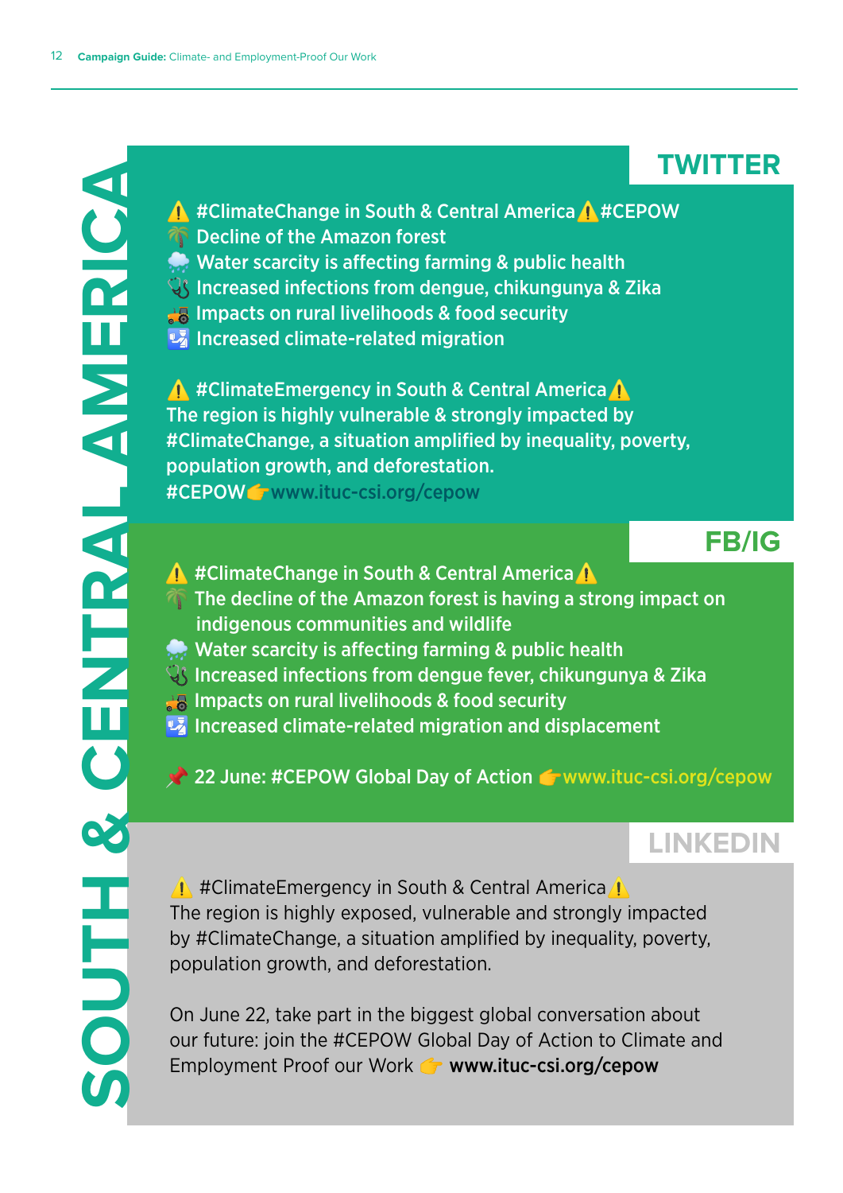# SOUTH & CENTRAL AMERICA

## TWITTER

⚠️ #ClimateChange in South & Central America⚠️#CEPOW
🌴 Decline of the Amazon forest
🌧️ Water scarcity is affecting farming & public health
🩺 Increased infections from dengue, chikungunya & Zika
🚜 Impacts on rural livelihoods & food security
🛂 Increased climate-related migration

⚠️ #ClimateEmergency in South & Central America⚠️
The region is highly vulnerable & strongly impacted by #ClimateChange, a situation amplified by inequality, poverty, population growth, and deforestation.
#CEPOW👉www.ituc-csi.org/cepow

## FB/IG

⚠️ #ClimateChange in South & Central America⚠️
🌴 The decline of the Amazon forest is having a strong impact on indigenous communities and wildlife
🌧️ Water scarcity is affecting farming & public health
🩺 Increased infections from dengue fever, chikungunya & Zika
🚜 Impacts on rural livelihoods & food security
🛂 Increased climate-related migration and displacement

📌 22 June: #CEPOW Global Day of Action 👉www.ituc-csi.org/cepow

## LINKEDIN

⚠️ #ClimateEmergency in South & Central America⚠️
The region is highly exposed, vulnerable and strongly impacted by #ClimateChange, a situation amplified by inequality, poverty, population growth, and deforestation.

On June 22, take part in the biggest global conversation about our future: join the #CEPOW Global Day of Action to Climate and Employment Proof our Work 👉 **www.ituc-csi.org/cepow**